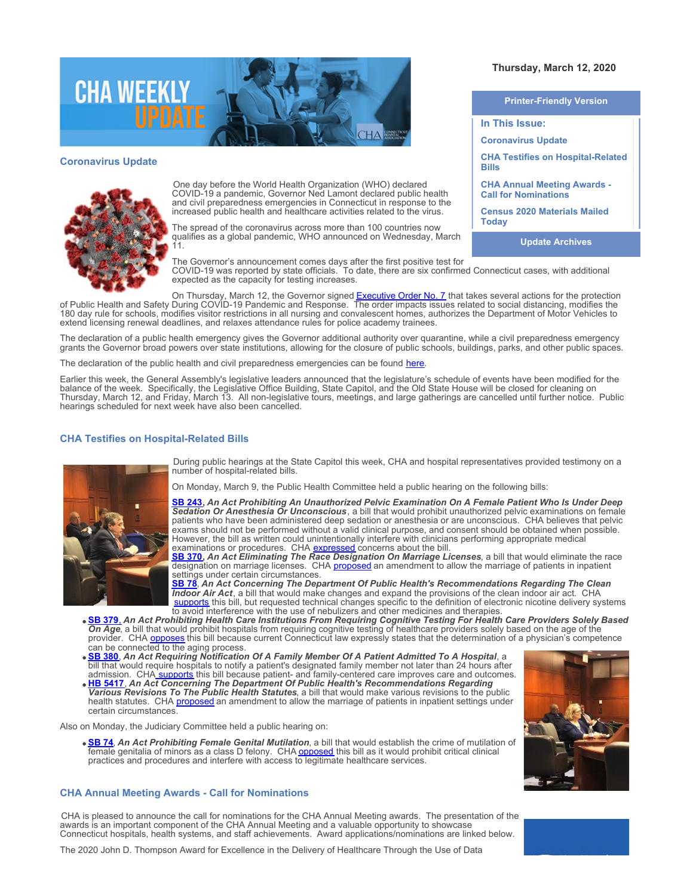# CHA WEEKLY UPDATE

Thursday, March 12, 2020

**Printer-Friendly Version**

**In This Issue:**

- Coronavirus Update
- CHA Testifies on Hospital-Related Bills
- CHA Annual Meeting Awards - Call for Nominations
- Census 2020 Materials Mailed Today

**Update Archives**

## Coronavirus Update

One day before the World Health Organization (WHO) declared COVID-19 a pandemic, Governor Ned Lamont declared public health and civil preparedness emergencies in Connecticut in response to the increased public health and healthcare activities related to the virus.

The spread of the coronavirus across more than 100 countries now qualifies as a global pandemic, WHO announced on Wednesday, March 11.

The Governor's announcement comes days after the first positive test for COVID-19 was reported by state officials. To date, there are six confirmed Connecticut cases, with additional expected as the capacity for testing increases.

On Thursday, March 12, the Governor signed Executive Order No. 7 that takes several actions for the protection of Public Health and Safety During COVID-19 Pandemic and Response. The order impacts issues related to social distancing, modifies the 180 day rule for schools, modifies visitor restrictions in all nursing and convalescent homes, authorizes the Department of Motor Vehicles to extend licensing renewal deadlines, and relaxes attendance rules for police academy trainees.

The declaration of a public health emergency gives the Governor additional authority over quarantine, while a civil preparedness emergency grants the Governor broad powers over state institutions, allowing for the closure of public schools, buildings, parks, and other public spaces.

The declaration of the public health and civil preparedness emergencies can be found here.

Earlier this week, the General Assembly's legislative leaders announced that the legislature's schedule of events have been modified for the balance of the week. Specifically, the Legislative Office Building, State Capitol, and the Old State House will be closed for cleaning on Thursday, March 12, and Friday, March 13. All non-legislative tours, meetings, and large gatherings are cancelled until further notice. Public hearings scheduled for next week have also been cancelled.

## CHA Testifies on Hospital-Related Bills

During public hearings at the State Capitol this week, CHA and hospital representatives provided testimony on a number of hospital-related bills.

On Monday, March 9, the Public Health Committee held a public hearing on the following bills:

- **SB 243**, ***An Act Prohibiting An Unauthorized Pelvic Examination On A Female Patient Who Is Under Deep Sedation Or Anesthesia Or Unconscious***, a bill that would prohibit unauthorized pelvic examinations on female patients who have been administered deep sedation or anesthesia or are unconscious. CHA believes that pelvic exams should not be performed without a valid clinical purpose, and consent should be obtained when possible. However, the bill as written could unintentionally interfere with clinicians performing appropriate medical examinations or procedures. CHA expressed concerns about the bill.
- **SB 370**, ***An Act Eliminating The Race Designation On Marriage Licenses***, a bill that would eliminate the race designation on marriage licenses. CHA proposed an amendment to allow the marriage of patients in inpatient settings under certain circumstances.
- **SB 78**, ***An Act Concerning The Department Of Public Health's Recommendations Regarding The Clean Indoor Air Act***, a bill that would make changes and expand the provisions of the clean indoor air act. CHA supports this bill, but requested technical changes specific to the definition of electronic nicotine delivery systems to avoid interference with the use of nebulizers and other medicines and therapies.
- **SB 379**, ***An Act Prohibiting Health Care Institutions From Requiring Cognitive Testing For Health Care Providers Solely Based On Age***, a bill that would prohibit hospitals from requiring cognitive testing of healthcare providers solely based on the age of the provider. CHA opposes this bill because current Connecticut law expressly states that the determination of a physician's competence can be connected to the aging process.
- **SB 380**, ***An Act Requiring Notification Of A Family Member Of A Patient Admitted To A Hospital***, a bill that would require hospitals to notify a patient's designated family member not later than 24 hours after admission. CHA supports this bill because patient- and family-centered care improves care and outcomes.
- **HB 5417**, ***An Act Concerning The Department Of Public Health's Recommendations Regarding Various Revisions To The Public Health Statutes***, a bill that would make various revisions to the public health statutes. CHA proposed an amendment to allow the marriage of patients in inpatient settings under certain circumstances.

Also on Monday, the Judiciary Committee held a public hearing on:

- **SB 74**, ***An Act Prohibiting Female Genital Mutilation***, a bill that would establish the crime of mutilation of female genitalia of minors as a class D felony. CHA opposed this bill as it would prohibit critical clinical practices and procedures and interfere with access to legitimate healthcare services.

## CHA Annual Meeting Awards - Call for Nominations

CHA is pleased to announce the call for nominations for the CHA Annual Meeting awards. The presentation of the awards is an important component of the CHA Annual Meeting and a valuable opportunity to showcase Connecticut hospitals, health systems, and staff achievements. Award applications/nominations are linked below.

The 2020 John D. Thompson Award for Excellence in the Delivery of Healthcare Through the Use of Data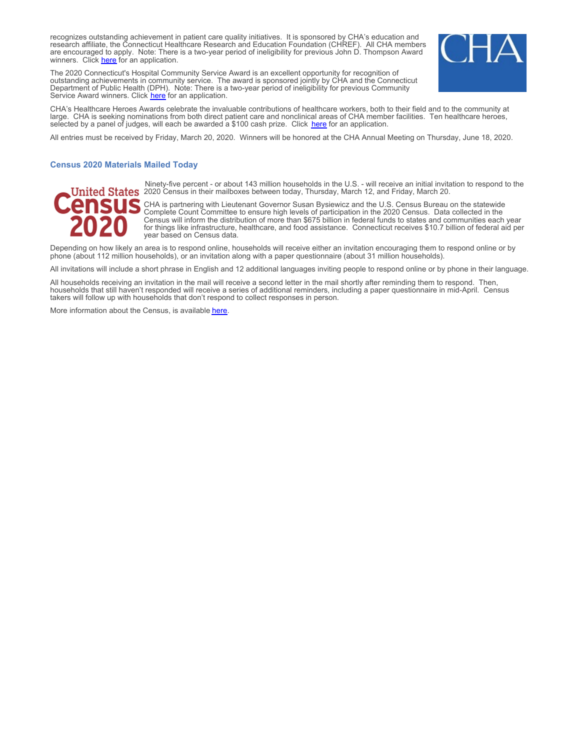recognizes outstanding achievement in patient care quality initiatives. It is sponsored by CHA's education and research affiliate, the Connecticut Healthcare Research and Education Foundation (CHREF). All CHA members are encouraged to apply. Note: There is a two-year period of ineligibility for previous John D. Thompson Award winners. Click here for an application.

The 2020 Connecticut's Hospital Community Service Award is an excellent opportunity for recognition of outstanding achievements in community service. The award is sponsored jointly by CHA and the Connecticut Department of Public Health (DPH). Note: There is a two-year period of ineligibility for previous Community Service Award winners. Click here for an application.

CHA's Healthcare Heroes Awards celebrate the invaluable contributions of healthcare workers, both to their field and to the community at large. CHA is seeking nominations from both direct patient care and nonclinical areas of CHA member facilities. Ten healthcare heroes, selected by a panel of judges, will each be awarded a $100 cash prize. Click here for an application.

All entries must be received by Friday, March 20, 2020. Winners will be honored at the CHA Annual Meeting on Thursday, June 18, 2020.

## Census 2020 Materials Mailed Today

Ninety-five percent - or about 143 million households in the U.S. - will receive an initial invitation to respond to the 2020 Census in their mailboxes between today, Thursday, March 12, and Friday, March 20.

CHA is partnering with Lieutenant Governor Susan Bysiewicz and the U.S. Census Bureau on the statewide Complete Count Committee to ensure high levels of participation in the 2020 Census. Data collected in the Census will inform the distribution of more than $675 billion in federal funds to states and communities each year for things like infrastructure, healthcare, and food assistance. Connecticut receives $10.7 billion of federal aid per year based on Census data.

Depending on how likely an area is to respond online, households will receive either an invitation encouraging them to respond online or by phone (about 112 million households), or an invitation along with a paper questionnaire (about 31 million households).

All invitations will include a short phrase in English and 12 additional languages inviting people to respond online or by phone in their language.

All households receiving an invitation in the mail will receive a second letter in the mail shortly after reminding them to respond. Then, households that still haven't responded will receive a series of additional reminders, including a paper questionnaire in mid-April. Census takers will follow up with households that don't respond to collect responses in person.

More information about the Census, is available here.